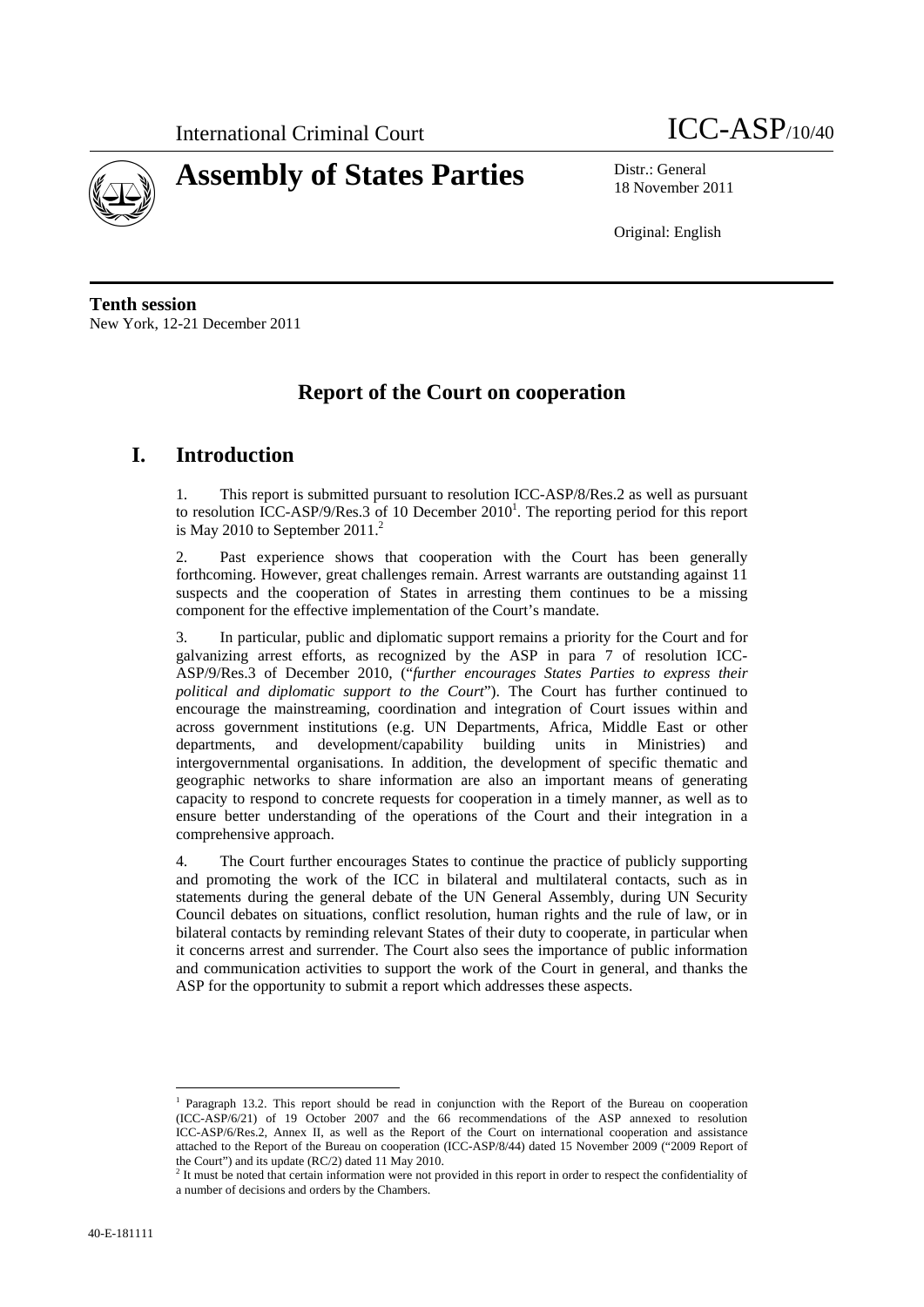International Criminal Court

# Assembly of States Parties

ICC-ASP/10/40

Distr.: General
18 November 2011

Original: English

**Tenth session**
New York, 12-21 December 2011

# Report of the Court on cooperation

## I. Introduction

1. This report is submitted pursuant to resolution ICC-ASP/8/Res.2 as well as pursuant to resolution ICC-ASP/9/Res.3 of 10 December 2010[1]. The reporting period for this report is May 2010 to September 2011.[2]

2. Past experience shows that cooperation with the Court has been generally forthcoming. However, great challenges remain. Arrest warrants are outstanding against 11 suspects and the cooperation of States in arresting them continues to be a missing component for the effective implementation of the Court's mandate.

3. In particular, public and diplomatic support remains a priority for the Court and for galvanizing arrest efforts, as recognized by the ASP in para 7 of resolution ICC-ASP/9/Res.3 of December 2010, ("*further encourages States Parties to express their political and diplomatic support to the Court*"). The Court has further continued to encourage the mainstreaming, coordination and integration of Court issues within and across government institutions (e.g. UN Departments, Africa, Middle East or other departments, and development/capability building units in Ministries) and intergovernmental organisations. In addition, the development of specific thematic and geographic networks to share information are also an important means of generating capacity to respond to concrete requests for cooperation in a timely manner, as well as to ensure better understanding of the operations of the Court and their integration in a comprehensive approach.

4. The Court further encourages States to continue the practice of publicly supporting and promoting the work of the ICC in bilateral and multilateral contacts, such as in statements during the general debate of the UN General Assembly, during UN Security Council debates on situations, conflict resolution, human rights and the rule of law, or in bilateral contacts by reminding relevant States of their duty to cooperate, in particular when it concerns arrest and surrender. The Court also sees the importance of public information and communication activities to support the work of the Court in general, and thanks the ASP for the opportunity to submit a report which addresses these aspects.

---

[1] Paragraph 13.2. This report should be read in conjunction with the Report of the Bureau on cooperation (ICC-ASP/6/21) of 19 October 2007 and the 66 recommendations of the ASP annexed to resolution ICC-ASP/6/Res.2, Annex II, as well as the Report of the Court on international cooperation and assistance attached to the Report of the Bureau on cooperation (ICC-ASP/8/44) dated 15 November 2009 ("2009 Report of the Court") and its update (RC/2) dated 11 May 2010.

[2] It must be noted that certain information were not provided in this report in order to respect the confidentiality of a number of decisions and orders by the Chambers.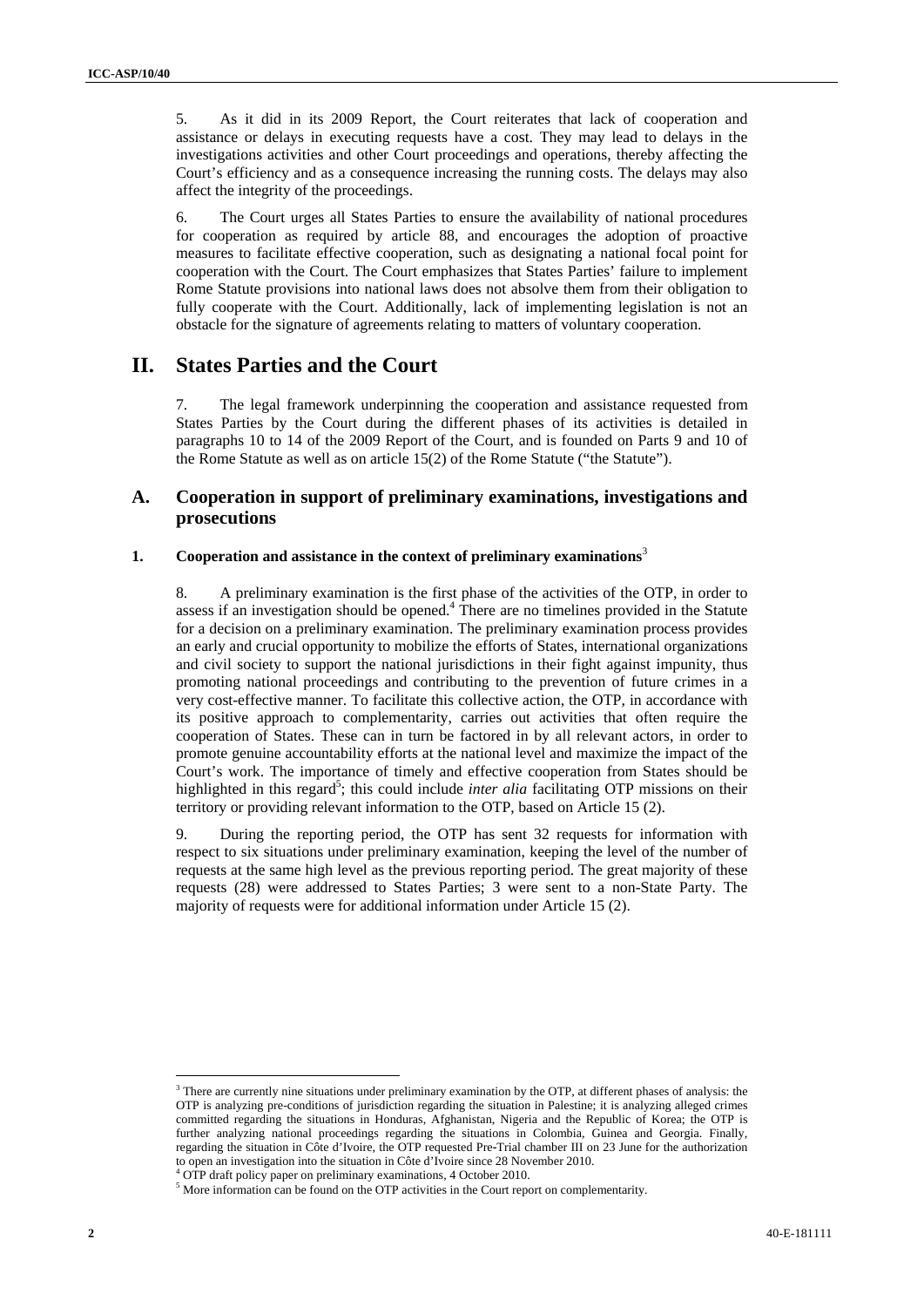5. As it did in its 2009 Report, the Court reiterates that lack of cooperation and assistance or delays in executing requests have a cost. They may lead to delays in the investigations activities and other Court proceedings and operations, thereby affecting the Court's efficiency and as a consequence increasing the running costs. The delays may also affect the integrity of the proceedings.

6. The Court urges all States Parties to ensure the availability of national procedures for cooperation as required by article 88, and encourages the adoption of proactive measures to facilitate effective cooperation, such as designating a national focal point for cooperation with the Court. The Court emphasizes that States Parties' failure to implement Rome Statute provisions into national laws does not absolve them from their obligation to fully cooperate with the Court. Additionally, lack of implementing legislation is not an obstacle for the signature of agreements relating to matters of voluntary cooperation.

# II. States Parties and the Court

7. The legal framework underpinning the cooperation and assistance requested from States Parties by the Court during the different phases of its activities is detailed in paragraphs 10 to 14 of the 2009 Report of the Court, and is founded on Parts 9 and 10 of the Rome Statute as well as on article 15(2) of the Rome Statute ("the Statute").

## A. Cooperation in support of preliminary examinations, investigations and prosecutions

### 1. Cooperation and assistance in the context of preliminary examinations[3]

8. A preliminary examination is the first phase of the activities of the OTP, in order to assess if an investigation should be opened.[4] There are no timelines provided in the Statute for a decision on a preliminary examination. The preliminary examination process provides an early and crucial opportunity to mobilize the efforts of States, international organizations and civil society to support the national jurisdictions in their fight against impunity, thus promoting national proceedings and contributing to the prevention of future crimes in a very cost-effective manner. To facilitate this collective action, the OTP, in accordance with its positive approach to complementarity, carries out activities that often require the cooperation of States. These can in turn be factored in by all relevant actors, in order to promote genuine accountability efforts at the national level and maximize the impact of the Court's work. The importance of timely and effective cooperation from States should be highlighted in this regard[5]; this could include *inter alia* facilitating OTP missions on their territory or providing relevant information to the OTP, based on Article 15 (2).

9. During the reporting period, the OTP has sent 32 requests for information with respect to six situations under preliminary examination, keeping the level of the number of requests at the same high level as the previous reporting period. The great majority of these requests (28) were addressed to States Parties; 3 were sent to a non-State Party. The majority of requests were for additional information under Article 15 (2).

---

[3] There are currently nine situations under preliminary examination by the OTP, at different phases of analysis: the OTP is analyzing pre-conditions of jurisdiction regarding the situation in Palestine; it is analyzing alleged crimes committed regarding the situations in Honduras, Afghanistan, Nigeria and the Republic of Korea; the OTP is further analyzing national proceedings regarding the situations in Colombia, Guinea and Georgia. Finally, regarding the situation in Côte d'Ivoire, the OTP requested Pre-Trial chamber III on 23 June for the authorization to open an investigation into the situation in Côte d'Ivoire since 28 November 2010.

[4] OTP draft policy paper on preliminary examinations, 4 October 2010.

[5] More information can be found on the OTP activities in the Court report on complementarity.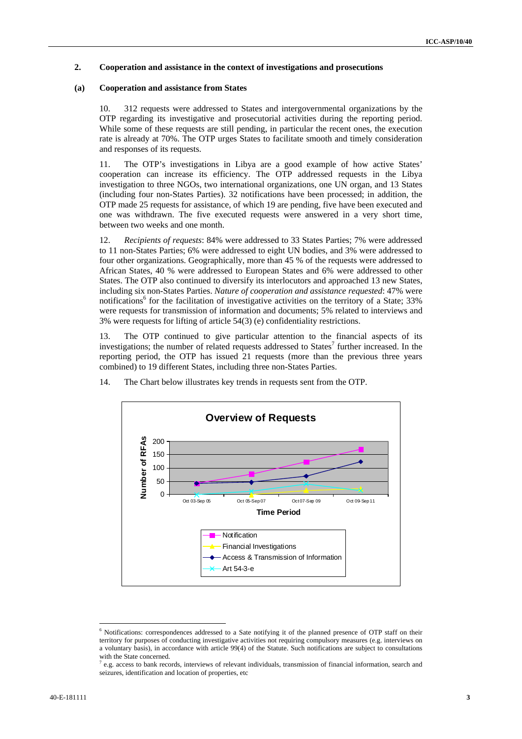## 2. Cooperation and assistance in the context of investigations and prosecutions

### (a) Cooperation and assistance from States

10. 312 requests were addressed to States and intergovernmental organizations by the OTP regarding its investigative and prosecutorial activities during the reporting period. While some of these requests are still pending, in particular the recent ones, the execution rate is already at 70%. The OTP urges States to facilitate smooth and timely consideration and responses of its requests.

11. The OTP's investigations in Libya are a good example of how active States' cooperation can increase its efficiency. The OTP addressed requests in the Libya investigation to three NGOs, two international organizations, one UN organ, and 13 States (including four non-States Parties). 32 notifications have been processed; in addition, the OTP made 25 requests for assistance, of which 19 are pending, five have been executed and one was withdrawn. The five executed requests were answered in a very short time, between two weeks and one month.

12. *Recipients of requests*: 84% were addressed to 33 States Parties; 7% were addressed to 11 non-States Parties; 6% were addressed to eight UN bodies, and 3% were addressed to four other organizations. Geographically, more than 45 % of the requests were addressed to African States, 40 % were addressed to European States and 6% were addressed to other States. The OTP also continued to diversify its interlocutors and approached 13 new States, including six non-States Parties. *Nature of cooperation and assistance requested*: 47% were notifications[6] for the facilitation of investigative activities on the territory of a State; 33% were requests for transmission of information and documents; 5% related to interviews and 3% were requests for lifting of article 54(3) (e) confidentiality restrictions.

13. The OTP continued to give particular attention to the financial aspects of its investigations; the number of related requests addressed to States[7] further increased. In the reporting period, the OTP has issued 21 requests (more than the previous three years combined) to 19 different States, including three non-States Parties.

14. The Chart below illustrates key trends in requests sent from the OTP.

**Overview of Requests**

Number of RFAs (y-axis); Time Period (x-axis): Oct 03-Sep 05, Oct 05-Sep 07, Oct 07-Sep 09, Oct 09-Sep 11

Legend: Notification; Financial Investigations; Access & Transmission of Information; Art 54-3-e

---

[6] Notifications: correspondences addressed to a Sate notifying it of the planned presence of OTP staff on their territory for purposes of conducting investigative activities not requiring compulsory measures (e.g. interviews on a voluntary basis), in accordance with article 99(4) of the Statute. Such notifications are subject to consultations with the State concerned.

[7] e.g. access to bank records, interviews of relevant individuals, transmission of financial information, search and seizures, identification and location of properties, etc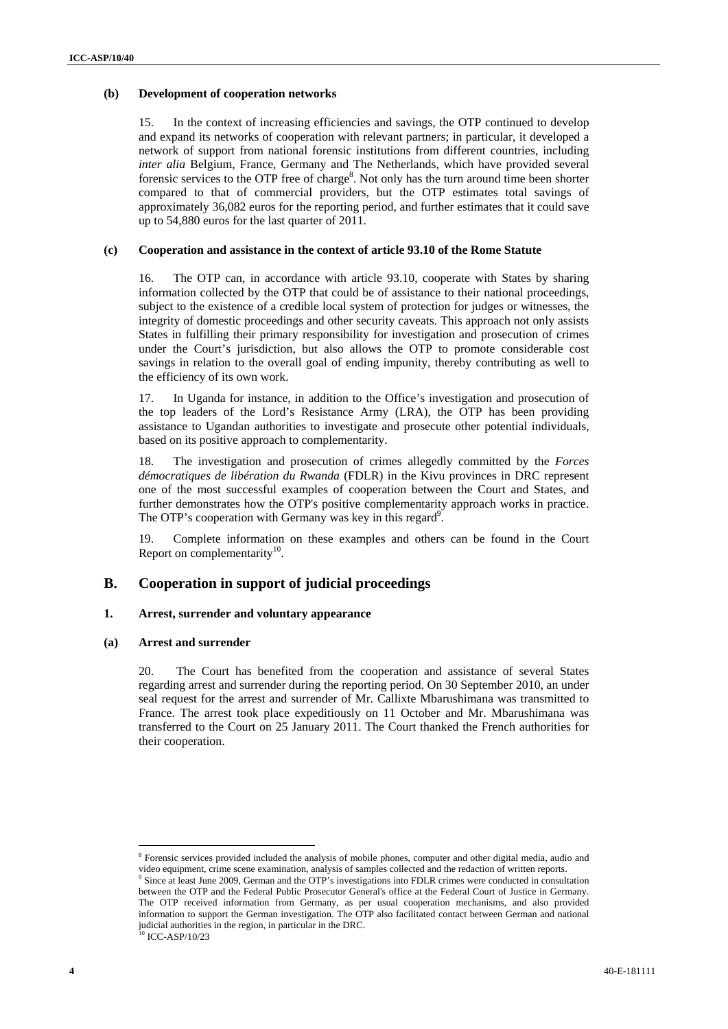#### (b) Development of cooperation networks

15. In the context of increasing efficiencies and savings, the OTP continued to develop and expand its networks of cooperation with relevant partners; in particular, it developed a network of support from national forensic institutions from different countries, including *inter alia* Belgium, France, Germany and The Netherlands, which have provided several forensic services to the OTP free of charge[8]. Not only has the turn around time been shorter compared to that of commercial providers, but the OTP estimates total savings of approximately 36,082 euros for the reporting period, and further estimates that it could save up to 54,880 euros for the last quarter of 2011.

#### (c) Cooperation and assistance in the context of article 93.10 of the Rome Statute

16. The OTP can, in accordance with article 93.10, cooperate with States by sharing information collected by the OTP that could be of assistance to their national proceedings, subject to the existence of a credible local system of protection for judges or witnesses, the integrity of domestic proceedings and other security caveats. This approach not only assists States in fulfilling their primary responsibility for investigation and prosecution of crimes under the Court's jurisdiction, but also allows the OTP to promote considerable cost savings in relation to the overall goal of ending impunity, thereby contributing as well to the efficiency of its own work.

17. In Uganda for instance, in addition to the Office's investigation and prosecution of the top leaders of the Lord's Resistance Army (LRA), the OTP has been providing assistance to Ugandan authorities to investigate and prosecute other potential individuals, based on its positive approach to complementarity.

18. The investigation and prosecution of crimes allegedly committed by the *Forces démocratiques de libération du Rwanda* (FDLR) in the Kivu provinces in DRC represent one of the most successful examples of cooperation between the Court and States, and further demonstrates how the OTP's positive complementarity approach works in practice. The OTP's cooperation with Germany was key in this regard[9].

19. Complete information on these examples and others can be found in the Court Report on complementarity[10].

## B. Cooperation in support of judicial proceedings

### 1. Arrest, surrender and voluntary appearance

#### (a) Arrest and surrender

20. The Court has benefited from the cooperation and assistance of several States regarding arrest and surrender during the reporting period. On 30 September 2010, an under seal request for the arrest and surrender of Mr. Callixte Mbarushimana was transmitted to France. The arrest took place expeditiously on 11 October and Mr. Mbarushimana was transferred to the Court on 25 January 2011. The Court thanked the French authorities for their cooperation.

---

[8] Forensic services provided included the analysis of mobile phones, computer and other digital media, audio and video equipment, crime scene examination, analysis of samples collected and the redaction of written reports.

[9] Since at least June 2009, German and the OTP's investigations into FDLR crimes were conducted in consultation between the OTP and the Federal Public Prosecutor General's office at the Federal Court of Justice in Germany. The OTP received information from Germany, as per usual cooperation mechanisms, and also provided information to support the German investigation. The OTP also facilitated contact between German and national judicial authorities in the region, in particular in the DRC.

[10] ICC-ASP/10/23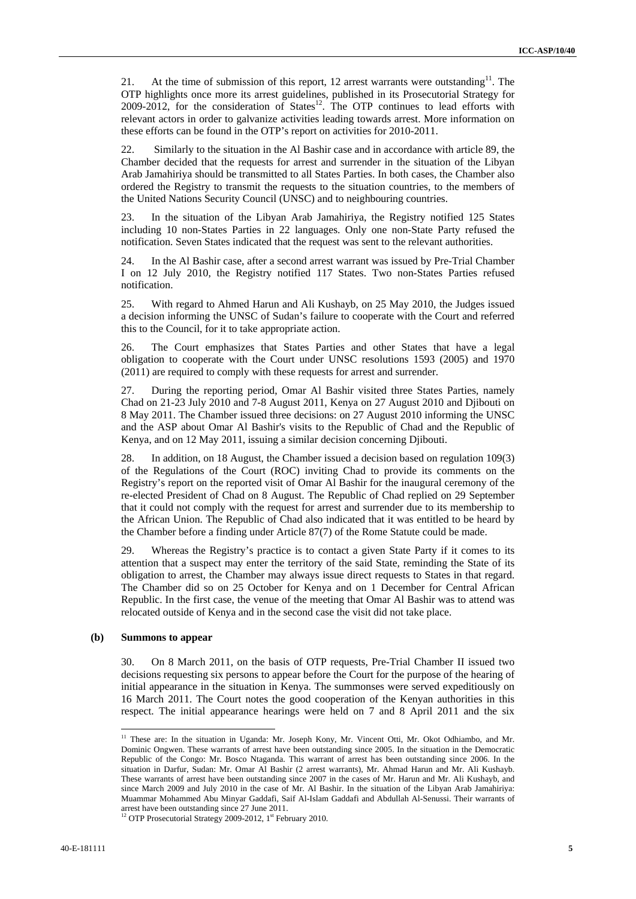21. At the time of submission of this report, 12 arrest warrants were outstanding[11]. The OTP highlights once more its arrest guidelines, published in its Prosecutorial Strategy for 2009-2012, for the consideration of States[12]. The OTP continues to lead efforts with relevant actors in order to galvanize activities leading towards arrest. More information on these efforts can be found in the OTP's report on activities for 2010-2011.

22. Similarly to the situation in the Al Bashir case and in accordance with article 89, the Chamber decided that the requests for arrest and surrender in the situation of the Libyan Arab Jamahiriya should be transmitted to all States Parties. In both cases, the Chamber also ordered the Registry to transmit the requests to the situation countries, to the members of the United Nations Security Council (UNSC) and to neighbouring countries.

23. In the situation of the Libyan Arab Jamahiriya, the Registry notified 125 States including 10 non-States Parties in 22 languages. Only one non-State Party refused the notification. Seven States indicated that the request was sent to the relevant authorities.

24. In the Al Bashir case, after a second arrest warrant was issued by Pre-Trial Chamber I on 12 July 2010, the Registry notified 117 States. Two non-States Parties refused notification.

25. With regard to Ahmed Harun and Ali Kushayb, on 25 May 2010, the Judges issued a decision informing the UNSC of Sudan's failure to cooperate with the Court and referred this to the Council, for it to take appropriate action.

26. The Court emphasizes that States Parties and other States that have a legal obligation to cooperate with the Court under UNSC resolutions 1593 (2005) and 1970 (2011) are required to comply with these requests for arrest and surrender.

27. During the reporting period, Omar Al Bashir visited three States Parties, namely Chad on 21-23 July 2010 and 7-8 August 2011, Kenya on 27 August 2010 and Djibouti on 8 May 2011. The Chamber issued three decisions: on 27 August 2010 informing the UNSC and the ASP about Omar Al Bashir's visits to the Republic of Chad and the Republic of Kenya, and on 12 May 2011, issuing a similar decision concerning Djibouti.

28. In addition, on 18 August, the Chamber issued a decision based on regulation 109(3) of the Regulations of the Court (ROC) inviting Chad to provide its comments on the Registry's report on the reported visit of Omar Al Bashir for the inaugural ceremony of the re-elected President of Chad on 8 August. The Republic of Chad replied on 29 September that it could not comply with the request for arrest and surrender due to its membership to the African Union. The Republic of Chad also indicated that it was entitled to be heard by the Chamber before a finding under Article 87(7) of the Rome Statute could be made.

29. Whereas the Registry's practice is to contact a given State Party if it comes to its attention that a suspect may enter the territory of the said State, reminding the State of its obligation to arrest, the Chamber may always issue direct requests to States in that regard. The Chamber did so on 25 October for Kenya and on 1 December for Central African Republic. In the first case, the venue of the meeting that Omar Al Bashir was to attend was relocated outside of Kenya and in the second case the visit did not take place.

#### (b) Summons to appear

30. On 8 March 2011, on the basis of OTP requests, Pre-Trial Chamber II issued two decisions requesting six persons to appear before the Court for the purpose of the hearing of initial appearance in the situation in Kenya. The summonses were served expeditiously on 16 March 2011. The Court notes the good cooperation of the Kenyan authorities in this respect. The initial appearance hearings were held on 7 and 8 April 2011 and the six

---

[11] These are: In the situation in Uganda: Mr. Joseph Kony, Mr. Vincent Otti, Mr. Okot Odhiambo, and Mr. Dominic Ongwen. These warrants of arrest have been outstanding since 2005. In the situation in the Democratic Republic of the Congo: Mr. Bosco Ntaganda. This warrant of arrest has been outstanding since 2006. In the situation in Darfur, Sudan: Mr. Omar Al Bashir (2 arrest warrants), Mr. Ahmad Harun and Mr. Ali Kushayb. These warrants of arrest have been outstanding since 2007 in the cases of Mr. Harun and Mr. Ali Kushayb, and since March 2009 and July 2010 in the case of Mr. Al Bashir. In the situation of the Libyan Arab Jamahiriya: Muammar Mohammed Abu Minyar Gaddafi, Saif Al-Islam Gaddafi and Abdullah Al-Senussi. Their warrants of arrest have been outstanding since 27 June 2011.

[12] OTP Prosecutorial Strategy 2009-2012, 1st February 2010.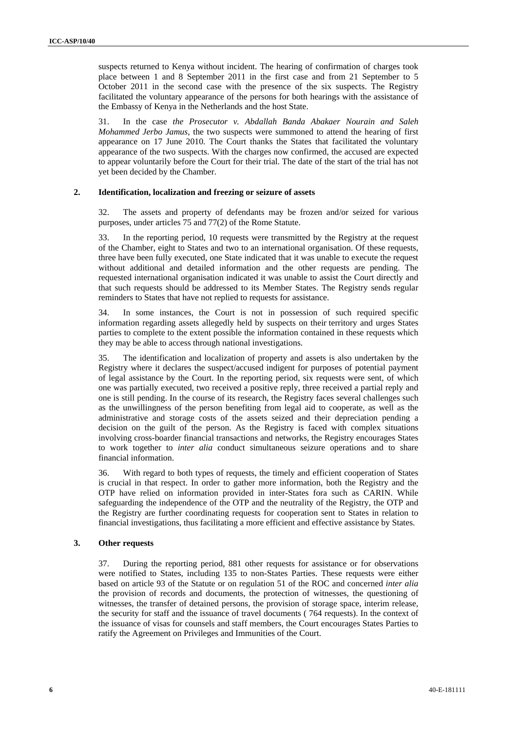suspects returned to Kenya without incident. The hearing of confirmation of charges took place between 1 and 8 September 2011 in the first case and from 21 September to 5 October 2011 in the second case with the presence of the six suspects. The Registry facilitated the voluntary appearance of the persons for both hearings with the assistance of the Embassy of Kenya in the Netherlands and the host State.

31. In the case *the Prosecutor v. Abdallah Banda Abakaer Nourain and Saleh Mohammed Jerbo Jamus*, the two suspects were summoned to attend the hearing of first appearance on 17 June 2010. The Court thanks the States that facilitated the voluntary appearance of the two suspects. With the charges now confirmed, the accused are expected to appear voluntarily before the Court for their trial. The date of the start of the trial has not yet been decided by the Chamber.

### 2. Identification, localization and freezing or seizure of assets

32. The assets and property of defendants may be frozen and/or seized for various purposes, under articles 75 and 77(2) of the Rome Statute.

33. In the reporting period, 10 requests were transmitted by the Registry at the request of the Chamber, eight to States and two to an international organisation. Of these requests, three have been fully executed, one State indicated that it was unable to execute the request without additional and detailed information and the other requests are pending. The requested international organisation indicated it was unable to assist the Court directly and that such requests should be addressed to its Member States. The Registry sends regular reminders to States that have not replied to requests for assistance.

34. In some instances, the Court is not in possession of such required specific information regarding assets allegedly held by suspects on their territory and urges States parties to complete to the extent possible the information contained in these requests which they may be able to access through national investigations.

35. The identification and localization of property and assets is also undertaken by the Registry where it declares the suspect/accused indigent for purposes of potential payment of legal assistance by the Court. In the reporting period, six requests were sent, of which one was partially executed, two received a positive reply, three received a partial reply and one is still pending. In the course of its research, the Registry faces several challenges such as the unwillingness of the person benefiting from legal aid to cooperate, as well as the administrative and storage costs of the assets seized and their depreciation pending a decision on the guilt of the person. As the Registry is faced with complex situations involving cross-boarder financial transactions and networks, the Registry encourages States to work together to *inter alia* conduct simultaneous seizure operations and to share financial information.

36. With regard to both types of requests, the timely and efficient cooperation of States is crucial in that respect. In order to gather more information, both the Registry and the OTP have relied on information provided in inter-States fora such as CARIN. While safeguarding the independence of the OTP and the neutrality of the Registry, the OTP and the Registry are further coordinating requests for cooperation sent to States in relation to financial investigations, thus facilitating a more efficient and effective assistance by States.

### 3. Other requests

37. During the reporting period, 881 other requests for assistance or for observations were notified to States, including 135 to non-States Parties. These requests were either based on article 93 of the Statute or on regulation 51 of the ROC and concerned *inter alia* the provision of records and documents, the protection of witnesses, the questioning of witnesses, the transfer of detained persons, the provision of storage space, interim release, the security for staff and the issuance of travel documents ( 764 requests). In the context of the issuance of visas for counsels and staff members, the Court encourages States Parties to ratify the Agreement on Privileges and Immunities of the Court.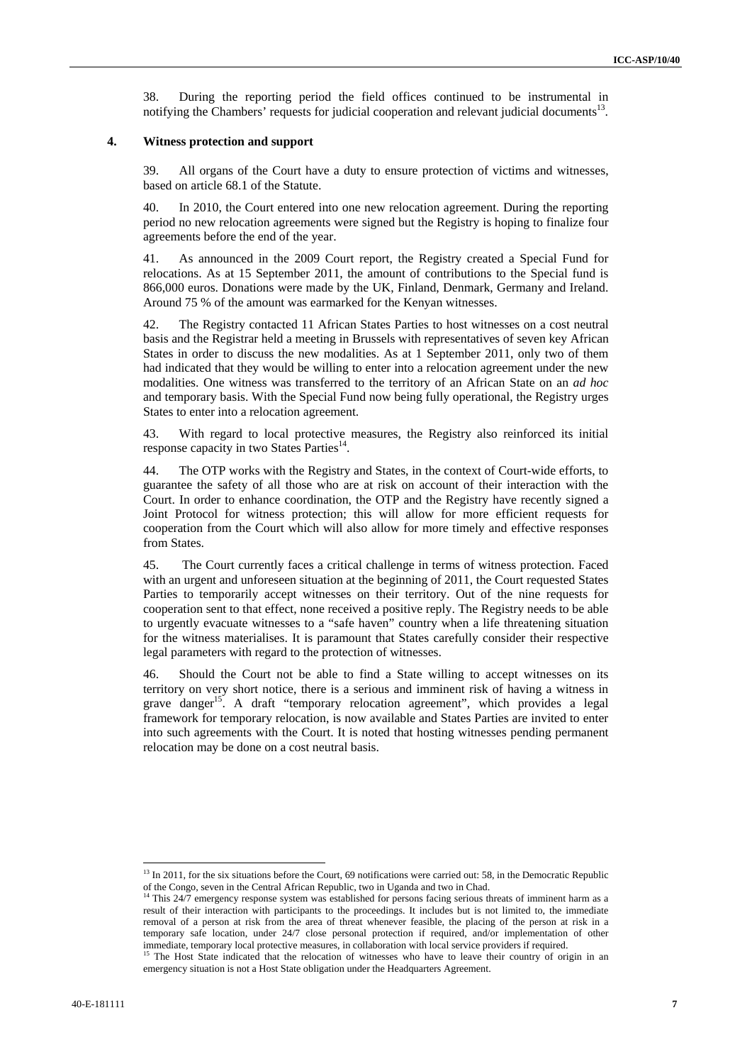38. During the reporting period the field offices continued to be instrumental in notifying the Chambers' requests for judicial cooperation and relevant judicial documents[13].

### 4. Witness protection and support

39. All organs of the Court have a duty to ensure protection of victims and witnesses, based on article 68.1 of the Statute.

40. In 2010, the Court entered into one new relocation agreement. During the reporting period no new relocation agreements were signed but the Registry is hoping to finalize four agreements before the end of the year.

41. As announced in the 2009 Court report, the Registry created a Special Fund for relocations. As at 15 September 2011, the amount of contributions to the Special fund is 866,000 euros. Donations were made by the UK, Finland, Denmark, Germany and Ireland. Around 75 % of the amount was earmarked for the Kenyan witnesses.

42. The Registry contacted 11 African States Parties to host witnesses on a cost neutral basis and the Registrar held a meeting in Brussels with representatives of seven key African States in order to discuss the new modalities. As at 1 September 2011, only two of them had indicated that they would be willing to enter into a relocation agreement under the new modalities. One witness was transferred to the territory of an African State on an *ad hoc* and temporary basis. With the Special Fund now being fully operational, the Registry urges States to enter into a relocation agreement.

43. With regard to local protective measures, the Registry also reinforced its initial response capacity in two States Parties[14].

44. The OTP works with the Registry and States, in the context of Court-wide efforts, to guarantee the safety of all those who are at risk on account of their interaction with the Court. In order to enhance coordination, the OTP and the Registry have recently signed a Joint Protocol for witness protection; this will allow for more efficient requests for cooperation from the Court which will also allow for more timely and effective responses from States.

45. The Court currently faces a critical challenge in terms of witness protection. Faced with an urgent and unforeseen situation at the beginning of 2011, the Court requested States Parties to temporarily accept witnesses on their territory. Out of the nine requests for cooperation sent to that effect, none received a positive reply. The Registry needs to be able to urgently evacuate witnesses to a "safe haven" country when a life threatening situation for the witness materialises. It is paramount that States carefully consider their respective legal parameters with regard to the protection of witnesses.

46. Should the Court not be able to find a State willing to accept witnesses on its territory on very short notice, there is a serious and imminent risk of having a witness in grave danger[15]. A draft "temporary relocation agreement", which provides a legal framework for temporary relocation, is now available and States Parties are invited to enter into such agreements with the Court. It is noted that hosting witnesses pending permanent relocation may be done on a cost neutral basis.

---

[13] In 2011, for the six situations before the Court, 69 notifications were carried out: 58, in the Democratic Republic of the Congo, seven in the Central African Republic, two in Uganda and two in Chad.

[14] This 24/7 emergency response system was established for persons facing serious threats of imminent harm as a result of their interaction with participants to the proceedings. It includes but is not limited to, the immediate removal of a person at risk from the area of threat whenever feasible, the placing of the person at risk in a temporary safe location, under 24/7 close personal protection if required, and/or implementation of other immediate, temporary local protective measures, in collaboration with local service providers if required.

[15] The Host State indicated that the relocation of witnesses who have to leave their country of origin in an emergency situation is not a Host State obligation under the Headquarters Agreement.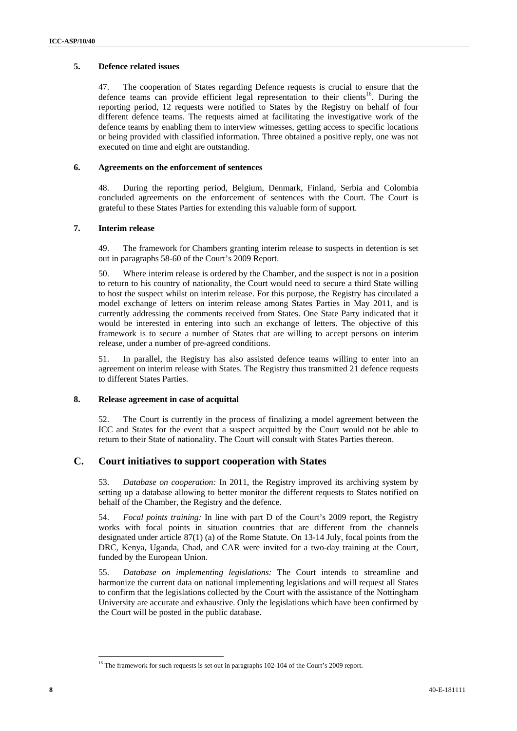### 5. Defence related issues

47. The cooperation of States regarding Defence requests is crucial to ensure that the defence teams can provide efficient legal representation to their clients[16]. During the reporting period, 12 requests were notified to States by the Registry on behalf of four different defence teams. The requests aimed at facilitating the investigative work of the defence teams by enabling them to interview witnesses, getting access to specific locations or being provided with classified information. Three obtained a positive reply, one was not executed on time and eight are outstanding.

### 6. Agreements on the enforcement of sentences

48. During the reporting period, Belgium, Denmark, Finland, Serbia and Colombia concluded agreements on the enforcement of sentences with the Court. The Court is grateful to these States Parties for extending this valuable form of support.

### 7. Interim release

49. The framework for Chambers granting interim release to suspects in detention is set out in paragraphs 58-60 of the Court's 2009 Report.

50. Where interim release is ordered by the Chamber, and the suspect is not in a position to return to his country of nationality, the Court would need to secure a third State willing to host the suspect whilst on interim release. For this purpose, the Registry has circulated a model exchange of letters on interim release among States Parties in May 2011, and is currently addressing the comments received from States. One State Party indicated that it would be interested in entering into such an exchange of letters. The objective of this framework is to secure a number of States that are willing to accept persons on interim release, under a number of pre-agreed conditions.

51. In parallel, the Registry has also assisted defence teams willing to enter into an agreement on interim release with States. The Registry thus transmitted 21 defence requests to different States Parties.

### 8. Release agreement in case of acquittal

52. The Court is currently in the process of finalizing a model agreement between the ICC and States for the event that a suspect acquitted by the Court would not be able to return to their State of nationality. The Court will consult with States Parties thereon.

## C. Court initiatives to support cooperation with States

53. *Database on cooperation:* In 2011, the Registry improved its archiving system by setting up a database allowing to better monitor the different requests to States notified on behalf of the Chamber, the Registry and the defence.

54. *Focal points training:* In line with part D of the Court's 2009 report, the Registry works with focal points in situation countries that are different from the channels designated under article 87(1) (a) of the Rome Statute. On 13-14 July, focal points from the DRC, Kenya, Uganda, Chad, and CAR were invited for a two-day training at the Court, funded by the European Union.

55. *Database on implementing legislations:* The Court intends to streamline and harmonize the current data on national implementing legislations and will request all States to confirm that the legislations collected by the Court with the assistance of the Nottingham University are accurate and exhaustive. Only the legislations which have been confirmed by the Court will be posted in the public database.

---

[16] The framework for such requests is set out in paragraphs 102-104 of the Court's 2009 report.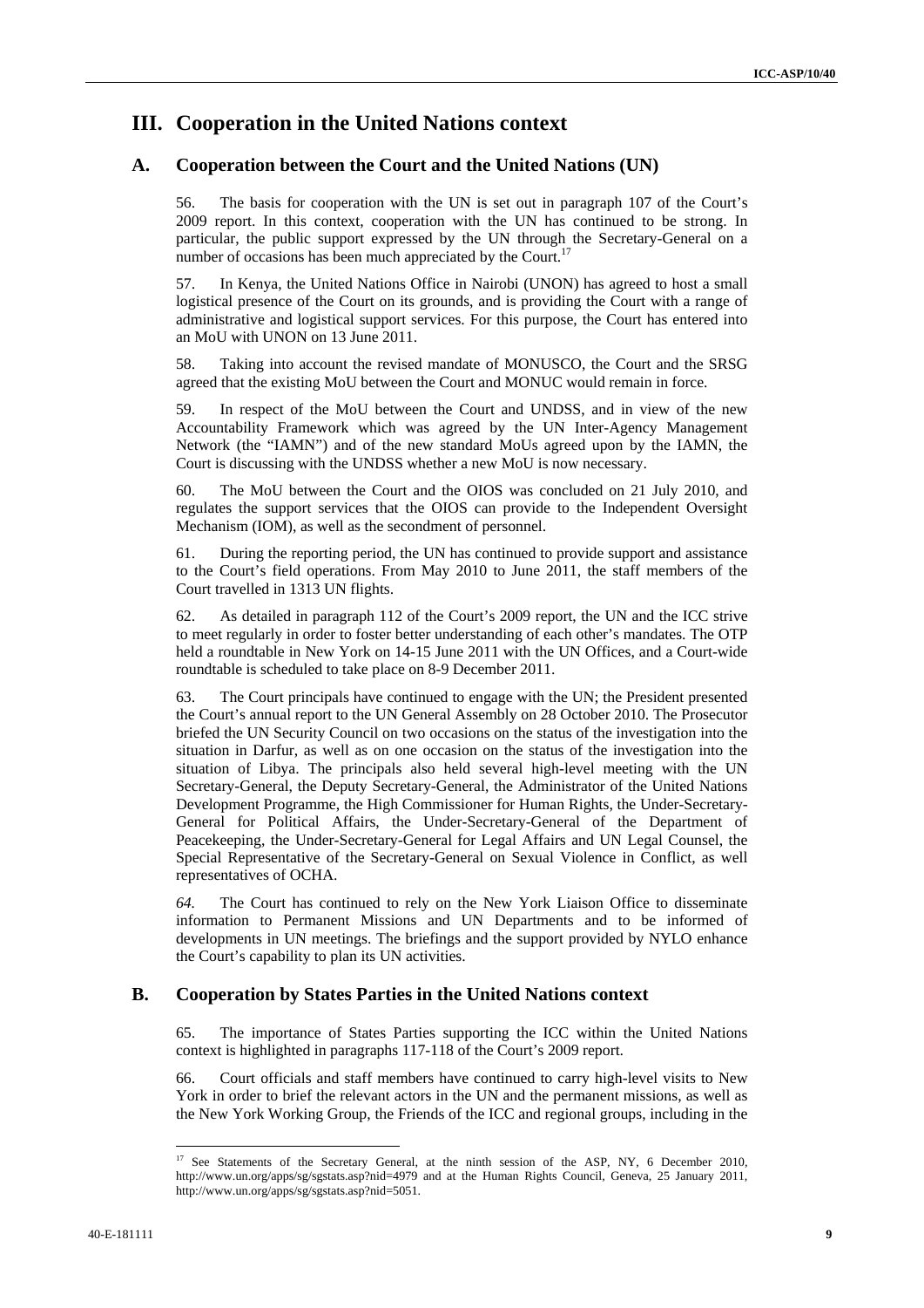# III. Cooperation in the United Nations context

## A. Cooperation between the Court and the United Nations (UN)

56. The basis for cooperation with the UN is set out in paragraph 107 of the Court's 2009 report. In this context, cooperation with the UN has continued to be strong. In particular, the public support expressed by the UN through the Secretary-General on a number of occasions has been much appreciated by the Court.[17]

57. In Kenya, the United Nations Office in Nairobi (UNON) has agreed to host a small logistical presence of the Court on its grounds, and is providing the Court with a range of administrative and logistical support services. For this purpose, the Court has entered into an MoU with UNON on 13 June 2011.

58. Taking into account the revised mandate of MONUSCO, the Court and the SRSG agreed that the existing MoU between the Court and MONUC would remain in force.

59. In respect of the MoU between the Court and UNDSS, and in view of the new Accountability Framework which was agreed by the UN Inter-Agency Management Network (the "IAMN") and of the new standard MoUs agreed upon by the IAMN, the Court is discussing with the UNDSS whether a new MoU is now necessary.

60. The MoU between the Court and the OIOS was concluded on 21 July 2010, and regulates the support services that the OIOS can provide to the Independent Oversight Mechanism (IOM), as well as the secondment of personnel.

61. During the reporting period, the UN has continued to provide support and assistance to the Court's field operations. From May 2010 to June 2011, the staff members of the Court travelled in 1313 UN flights.

62. As detailed in paragraph 112 of the Court's 2009 report, the UN and the ICC strive to meet regularly in order to foster better understanding of each other's mandates. The OTP held a roundtable in New York on 14-15 June 2011 with the UN Offices, and a Court-wide roundtable is scheduled to take place on 8-9 December 2011.

63. The Court principals have continued to engage with the UN; the President presented the Court's annual report to the UN General Assembly on 28 October 2010. The Prosecutor briefed the UN Security Council on two occasions on the status of the investigation into the situation in Darfur, as well as on one occasion on the status of the investigation into the situation of Libya. The principals also held several high-level meeting with the UN Secretary-General, the Deputy Secretary-General, the Administrator of the United Nations Development Programme, the High Commissioner for Human Rights, the Under-Secretary-General for Political Affairs, the Under-Secretary-General of the Department of Peacekeeping, the Under-Secretary-General for Legal Affairs and UN Legal Counsel, the Special Representative of the Secretary-General on Sexual Violence in Conflict, as well representatives of OCHA.

*64.* The Court has continued to rely on the New York Liaison Office to disseminate information to Permanent Missions and UN Departments and to be informed of developments in UN meetings. The briefings and the support provided by NYLO enhance the Court's capability to plan its UN activities.

## B. Cooperation by States Parties in the United Nations context

65. The importance of States Parties supporting the ICC within the United Nations context is highlighted in paragraphs 117-118 of the Court's 2009 report.

66. Court officials and staff members have continued to carry high-level visits to New York in order to brief the relevant actors in the UN and the permanent missions, as well as the New York Working Group, the Friends of the ICC and regional groups, including in the

---

[17] See Statements of the Secretary General, at the ninth session of the ASP, NY, 6 December 2010, http://www.un.org/apps/sg/sgstats.asp?nid=4979 and at the Human Rights Council, Geneva, 25 January 2011, http://www.un.org/apps/sg/sgstats.asp?nid=5051.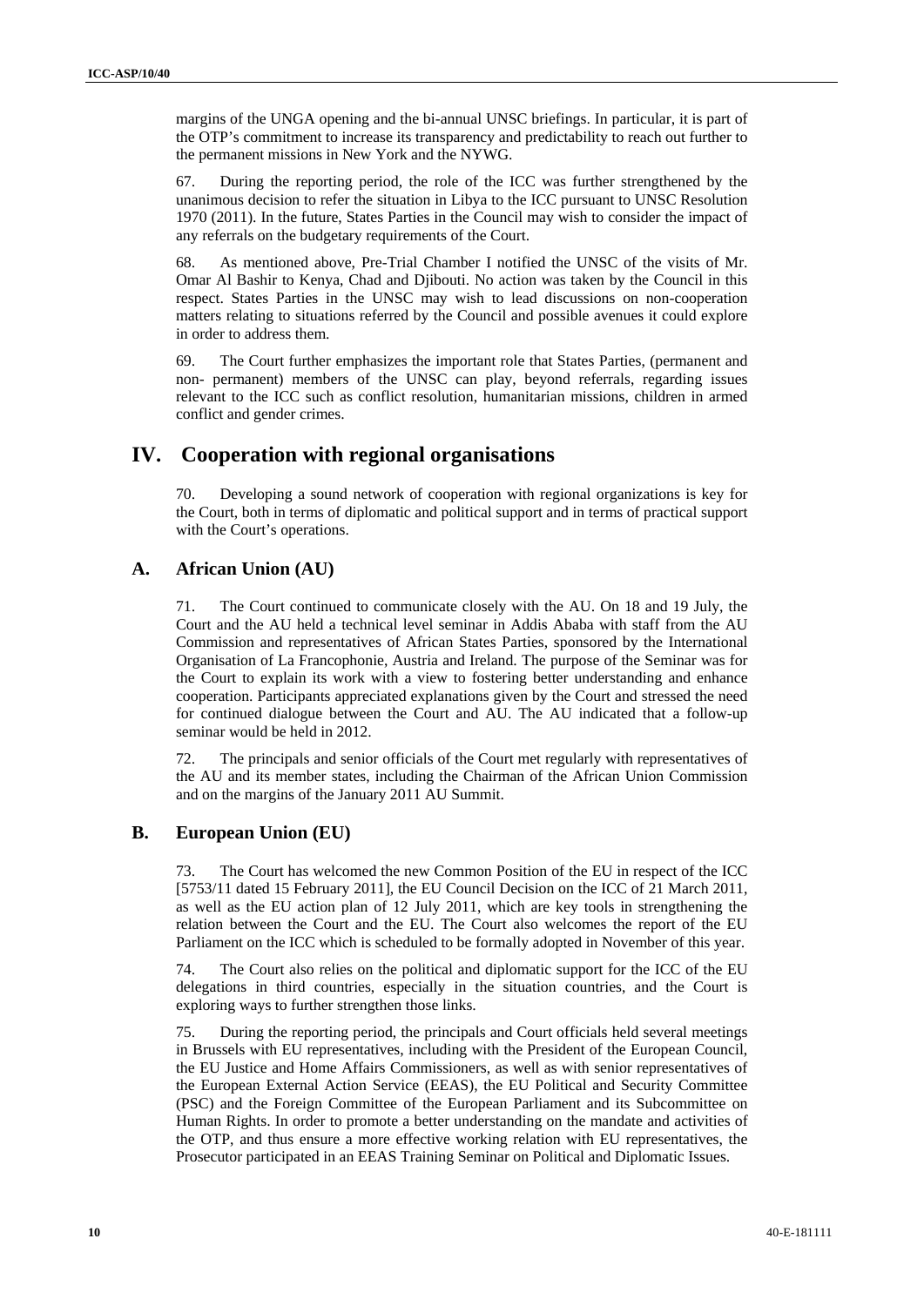margins of the UNGA opening and the bi-annual UNSC briefings. In particular, it is part of the OTP's commitment to increase its transparency and predictability to reach out further to the permanent missions in New York and the NYWG.

67. During the reporting period, the role of the ICC was further strengthened by the unanimous decision to refer the situation in Libya to the ICC pursuant to UNSC Resolution 1970 (2011). In the future, States Parties in the Council may wish to consider the impact of any referrals on the budgetary requirements of the Court.

68. As mentioned above, Pre-Trial Chamber I notified the UNSC of the visits of Mr. Omar Al Bashir to Kenya, Chad and Djibouti. No action was taken by the Council in this respect. States Parties in the UNSC may wish to lead discussions on non-cooperation matters relating to situations referred by the Council and possible avenues it could explore in order to address them.

69. The Court further emphasizes the important role that States Parties, (permanent and non- permanent) members of the UNSC can play, beyond referrals, regarding issues relevant to the ICC such as conflict resolution, humanitarian missions, children in armed conflict and gender crimes.

# IV. Cooperation with regional organisations

70. Developing a sound network of cooperation with regional organizations is key for the Court, both in terms of diplomatic and political support and in terms of practical support with the Court's operations.

## A. African Union (AU)

71. The Court continued to communicate closely with the AU. On 18 and 19 July, the Court and the AU held a technical level seminar in Addis Ababa with staff from the AU Commission and representatives of African States Parties, sponsored by the International Organisation of La Francophonie, Austria and Ireland. The purpose of the Seminar was for the Court to explain its work with a view to fostering better understanding and enhance cooperation. Participants appreciated explanations given by the Court and stressed the need for continued dialogue between the Court and AU. The AU indicated that a follow-up seminar would be held in 2012.

72. The principals and senior officials of the Court met regularly with representatives of the AU and its member states, including the Chairman of the African Union Commission and on the margins of the January 2011 AU Summit.

## B. European Union (EU)

73. The Court has welcomed the new Common Position of the EU in respect of the ICC [5753/11 dated 15 February 2011], the EU Council Decision on the ICC of 21 March 2011, as well as the EU action plan of 12 July 2011, which are key tools in strengthening the relation between the Court and the EU. The Court also welcomes the report of the EU Parliament on the ICC which is scheduled to be formally adopted in November of this year.

74. The Court also relies on the political and diplomatic support for the ICC of the EU delegations in third countries, especially in the situation countries, and the Court is exploring ways to further strengthen those links.

75. During the reporting period, the principals and Court officials held several meetings in Brussels with EU representatives, including with the President of the European Council, the EU Justice and Home Affairs Commissioners, as well as with senior representatives of the European External Action Service (EEAS), the EU Political and Security Committee (PSC) and the Foreign Committee of the European Parliament and its Subcommittee on Human Rights. In order to promote a better understanding on the mandate and activities of the OTP, and thus ensure a more effective working relation with EU representatives, the Prosecutor participated in an EEAS Training Seminar on Political and Diplomatic Issues.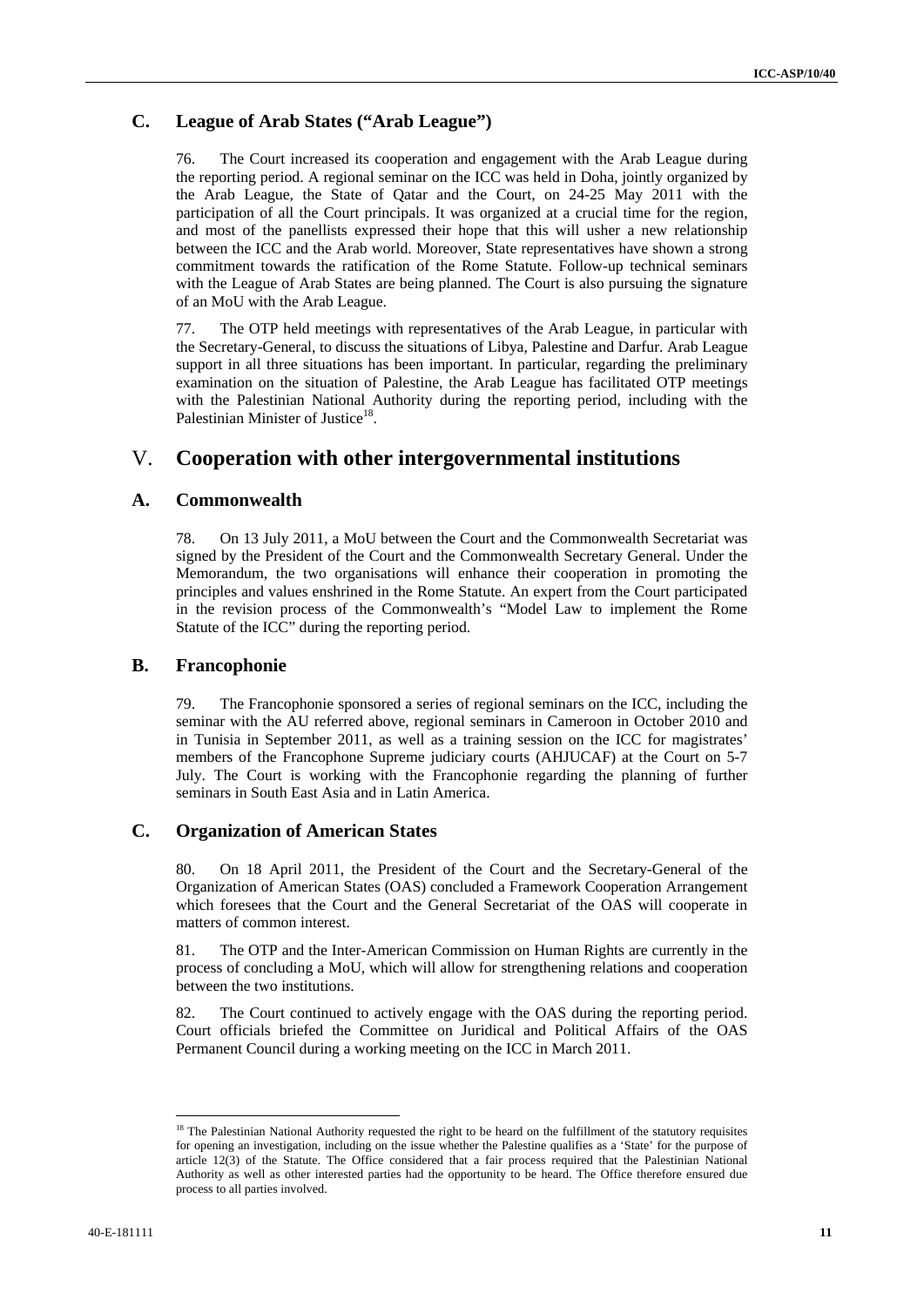## C. League of Arab States ("Arab League")

76. The Court increased its cooperation and engagement with the Arab League during the reporting period. A regional seminar on the ICC was held in Doha, jointly organized by the Arab League, the State of Qatar and the Court, on 24-25 May 2011 with the participation of all the Court principals. It was organized at a crucial time for the region, and most of the panellists expressed their hope that this will usher a new relationship between the ICC and the Arab world. Moreover, State representatives have shown a strong commitment towards the ratification of the Rome Statute. Follow-up technical seminars with the League of Arab States are being planned. The Court is also pursuing the signature of an MoU with the Arab League.

77. The OTP held meetings with representatives of the Arab League, in particular with the Secretary-General, to discuss the situations of Libya, Palestine and Darfur. Arab League support in all three situations has been important. In particular, regarding the preliminary examination on the situation of Palestine, the Arab League has facilitated OTP meetings with the Palestinian National Authority during the reporting period, including with the Palestinian Minister of Justice[18].

# V. Cooperation with other intergovernmental institutions

## A. Commonwealth

78. On 13 July 2011, a MoU between the Court and the Commonwealth Secretariat was signed by the President of the Court and the Commonwealth Secretary General. Under the Memorandum, the two organisations will enhance their cooperation in promoting the principles and values enshrined in the Rome Statute. An expert from the Court participated in the revision process of the Commonwealth's "Model Law to implement the Rome Statute of the ICC" during the reporting period.

## B. Francophonie

79. The Francophonie sponsored a series of regional seminars on the ICC, including the seminar with the AU referred above, regional seminars in Cameroon in October 2010 and in Tunisia in September 2011, as well as a training session on the ICC for magistrates' members of the Francophone Supreme judiciary courts (AHJUCAF) at the Court on 5-7 July. The Court is working with the Francophonie regarding the planning of further seminars in South East Asia and in Latin America.

## C. Organization of American States

80. On 18 April 2011, the President of the Court and the Secretary-General of the Organization of American States (OAS) concluded a Framework Cooperation Arrangement which foresees that the Court and the General Secretariat of the OAS will cooperate in matters of common interest.

81. The OTP and the Inter-American Commission on Human Rights are currently in the process of concluding a MoU, which will allow for strengthening relations and cooperation between the two institutions.

82. The Court continued to actively engage with the OAS during the reporting period. Court officials briefed the Committee on Juridical and Political Affairs of the OAS Permanent Council during a working meeting on the ICC in March 2011.

---

[18] The Palestinian National Authority requested the right to be heard on the fulfillment of the statutory requisites for opening an investigation, including on the issue whether the Palestine qualifies as a 'State' for the purpose of article 12(3) of the Statute. The Office considered that a fair process required that the Palestinian National Authority as well as other interested parties had the opportunity to be heard. The Office therefore ensured due process to all parties involved.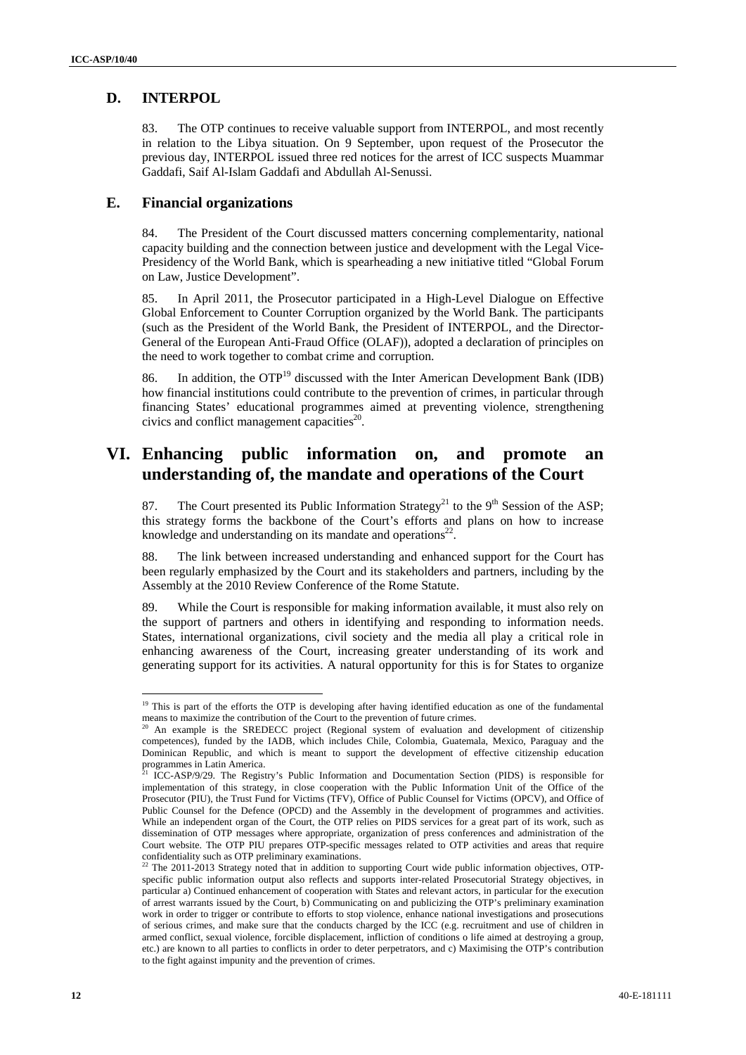## D. INTERPOL

83. The OTP continues to receive valuable support from INTERPOL, and most recently in relation to the Libya situation. On 9 September, upon request of the Prosecutor the previous day, INTERPOL issued three red notices for the arrest of ICC suspects Muammar Gaddafi, Saif Al-Islam Gaddafi and Abdullah Al-Senussi.

## E. Financial organizations

84. The President of the Court discussed matters concerning complementarity, national capacity building and the connection between justice and development with the Legal Vice-Presidency of the World Bank, which is spearheading a new initiative titled "Global Forum on Law, Justice Development".

85. In April 2011, the Prosecutor participated in a High-Level Dialogue on Effective Global Enforcement to Counter Corruption organized by the World Bank. The participants (such as the President of the World Bank, the President of INTERPOL, and the Director-General of the European Anti-Fraud Office (OLAF)), adopted a declaration of principles on the need to work together to combat crime and corruption.

86. In addition, the OTP[19] discussed with the Inter American Development Bank (IDB) how financial institutions could contribute to the prevention of crimes, in particular through financing States' educational programmes aimed at preventing violence, strengthening civics and conflict management capacities[20].

# VI. Enhancing public information on, and promote an understanding of, the mandate and operations of the Court

87. The Court presented its Public Information Strategy[21] to the 9th Session of the ASP; this strategy forms the backbone of the Court's efforts and plans on how to increase knowledge and understanding on its mandate and operations[22].

88. The link between increased understanding and enhanced support for the Court has been regularly emphasized by the Court and its stakeholders and partners, including by the Assembly at the 2010 Review Conference of the Rome Statute.

89. While the Court is responsible for making information available, it must also rely on the support of partners and others in identifying and responding to information needs. States, international organizations, civil society and the media all play a critical role in enhancing awareness of the Court, increasing greater understanding of its work and generating support for its activities. A natural opportunity for this is for States to organize

---

[19] This is part of the efforts the OTP is developing after having identified education as one of the fundamental means to maximize the contribution of the Court to the prevention of future crimes.

[20] An example is the SREDECC project (Regional system of evaluation and development of citizenship competences), funded by the IADB, which includes Chile, Colombia, Guatemala, Mexico, Paraguay and the Dominican Republic, and which is meant to support the development of effective citizenship education programmes in Latin America.

[21] ICC-ASP/9/29. The Registry's Public Information and Documentation Section (PIDS) is responsible for implementation of this strategy, in close cooperation with the Public Information Unit of the Office of the Prosecutor (PIU), the Trust Fund for Victims (TFV), Office of Public Counsel for Victims (OPCV), and Office of Public Counsel for the Defence (OPCD) and the Assembly in the development of programmes and activities. While an independent organ of the Court, the OTP relies on PIDS services for a great part of its work, such as dissemination of OTP messages where appropriate, organization of press conferences and administration of the Court website. The OTP PIU prepares OTP-specific messages related to OTP activities and areas that require confidentiality such as OTP preliminary examinations.

[22] The 2011-2013 Strategy noted that in addition to supporting Court wide public information objectives, OTP-specific public information output also reflects and supports inter-related Prosecutorial Strategy objectives, in particular a) Continued enhancement of cooperation with States and relevant actors, in particular for the execution of arrest warrants issued by the Court, b) Communicating on and publicizing the OTP's preliminary examination work in order to trigger or contribute to efforts to stop violence, enhance national investigations and prosecutions of serious crimes, and make sure that the conducts charged by the ICC (e.g. recruitment and use of children in armed conflict, sexual violence, forcible displacement, infliction of conditions o life aimed at destroying a group, etc.) are known to all parties to conflicts in order to deter perpetrators, and c) Maximising the OTP's contribution to the fight against impunity and the prevention of crimes.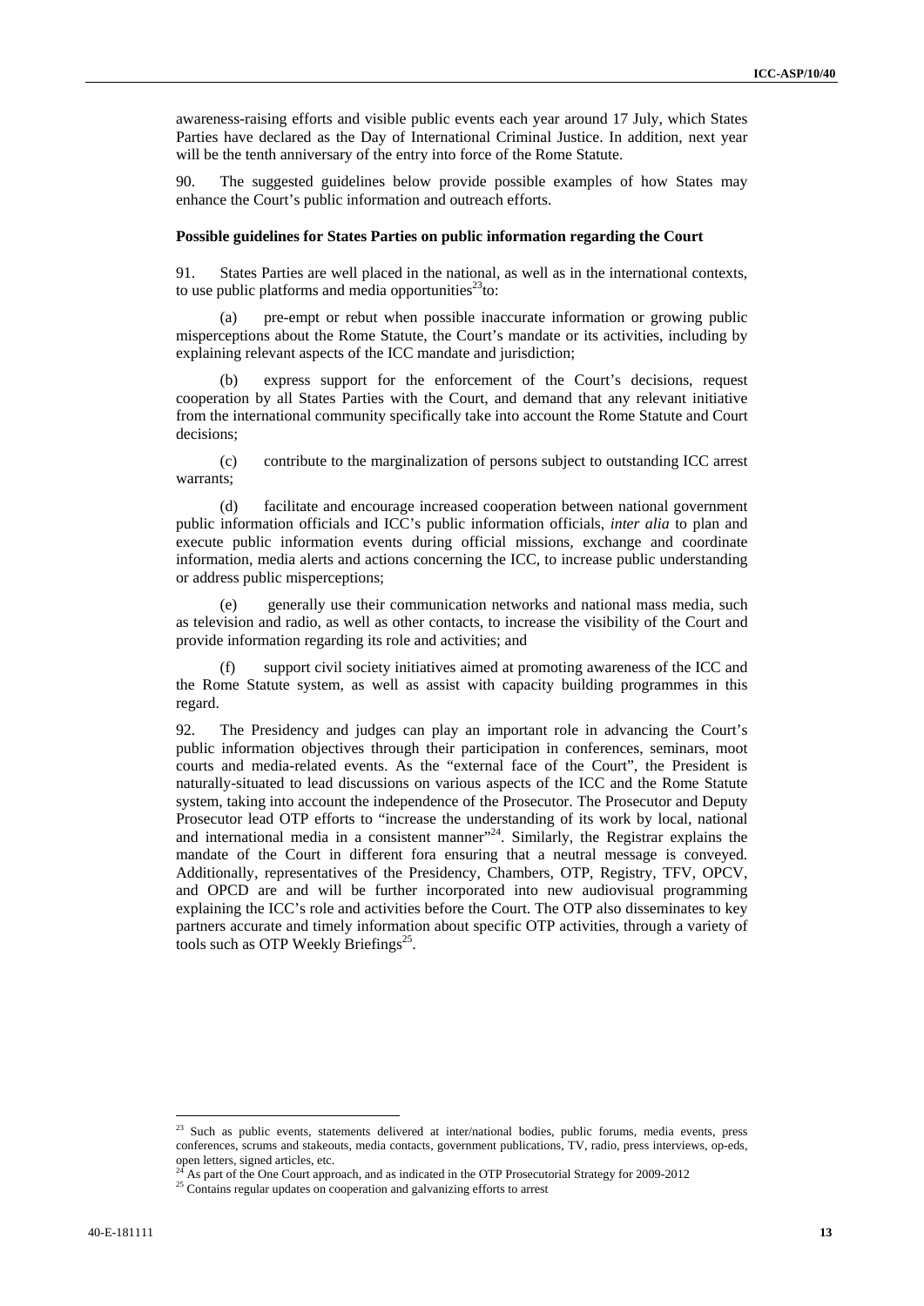awareness-raising efforts and visible public events each year around 17 July, which States Parties have declared as the Day of International Criminal Justice. In addition, next year will be the tenth anniversary of the entry into force of the Rome Statute.

90. The suggested guidelines below provide possible examples of how States may enhance the Court's public information and outreach efforts.

**Possible guidelines for States Parties on public information regarding the Court**

91. States Parties are well placed in the national, as well as in the international contexts, to use public platforms and media opportunities[23] to:

(a) pre-empt or rebut when possible inaccurate information or growing public misperceptions about the Rome Statute, the Court's mandate or its activities, including by explaining relevant aspects of the ICC mandate and jurisdiction;

(b) express support for the enforcement of the Court's decisions, request cooperation by all States Parties with the Court, and demand that any relevant initiative from the international community specifically take into account the Rome Statute and Court decisions;

(c) contribute to the marginalization of persons subject to outstanding ICC arrest warrants;

(d) facilitate and encourage increased cooperation between national government public information officials and ICC's public information officials, *inter alia* to plan and execute public information events during official missions, exchange and coordinate information, media alerts and actions concerning the ICC, to increase public understanding or address public misperceptions;

(e) generally use their communication networks and national mass media, such as television and radio, as well as other contacts, to increase the visibility of the Court and provide information regarding its role and activities; and

(f) support civil society initiatives aimed at promoting awareness of the ICC and the Rome Statute system, as well as assist with capacity building programmes in this regard.

92. The Presidency and judges can play an important role in advancing the Court's public information objectives through their participation in conferences, seminars, moot courts and media-related events. As the "external face of the Court", the President is naturally-situated to lead discussions on various aspects of the ICC and the Rome Statute system, taking into account the independence of the Prosecutor. The Prosecutor and Deputy Prosecutor lead OTP efforts to "increase the understanding of its work by local, national and international media in a consistent manner"[24]. Similarly, the Registrar explains the mandate of the Court in different fora ensuring that a neutral message is conveyed. Additionally, representatives of the Presidency, Chambers, OTP, Registry, TFV, OPCV, and OPCD are and will be further incorporated into new audiovisual programming explaining the ICC's role and activities before the Court. The OTP also disseminates to key partners accurate and timely information about specific OTP activities, through a variety of tools such as OTP Weekly Briefings[25].

---

[23] Such as public events, statements delivered at inter/national bodies, public forums, media events, press conferences, scrums and stakeouts, media contacts, government publications, TV, radio, press interviews, op-eds, open letters, signed articles, etc.

[24] As part of the One Court approach, and as indicated in the OTP Prosecutorial Strategy for 2009-2012

[25] Contains regular updates on cooperation and galvanizing efforts to arrest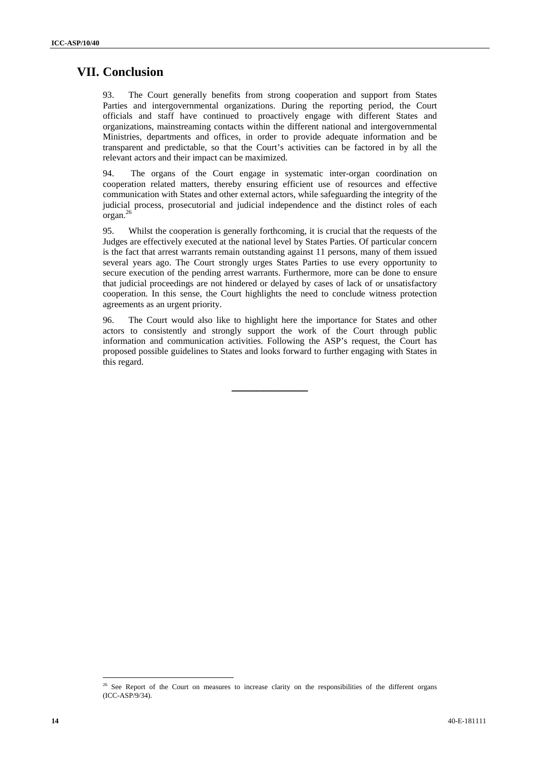# VII. Conclusion

93. The Court generally benefits from strong cooperation and support from States Parties and intergovernmental organizations. During the reporting period, the Court officials and staff have continued to proactively engage with different States and organizations, mainstreaming contacts within the different national and intergovernmental Ministries, departments and offices, in order to provide adequate information and be transparent and predictable, so that the Court's activities can be factored in by all the relevant actors and their impact can be maximized.

94. The organs of the Court engage in systematic inter-organ coordination on cooperation related matters, thereby ensuring efficient use of resources and effective communication with States and other external actors, while safeguarding the integrity of the judicial process, prosecutorial and judicial independence and the distinct roles of each organ.[26]

95. Whilst the cooperation is generally forthcoming, it is crucial that the requests of the Judges are effectively executed at the national level by States Parties. Of particular concern is the fact that arrest warrants remain outstanding against 11 persons, many of them issued several years ago. The Court strongly urges States Parties to use every opportunity to secure execution of the pending arrest warrants. Furthermore, more can be done to ensure that judicial proceedings are not hindered or delayed by cases of lack of or unsatisfactory cooperation. In this sense, the Court highlights the need to conclude witness protection agreements as an urgent priority.

96. The Court would also like to highlight here the importance for States and other actors to consistently and strongly support the work of the Court through public information and communication activities. Following the ASP's request, the Court has proposed possible guidelines to States and looks forward to further engaging with States in this regard.

---

[26] See Report of the Court on measures to increase clarity on the responsibilities of the different organs (ICC-ASP/9/34).